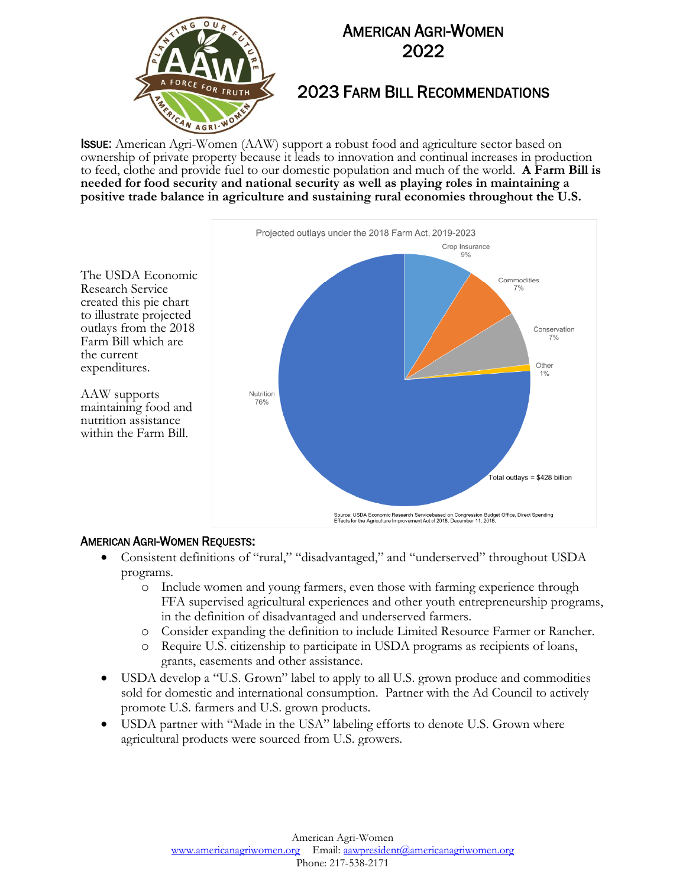# AMERICAN AGRI-WOMEN 2022

## 2023 FARM BILL RECOMMENDATIONS

**ISSUE:** American Agri-Women (AAW) support a robust food and agriculture sector based on ownership of private property because it leads to innovation and continual increases in production to feed, clothe and provide fuel to our domestic population and much of the world. **A Farm Bill is needed for food security and national security as well as playing roles in maintaining a positive trade balance in agriculture and sustaining rural economies throughout the U.S.**

The USDA Economic Research Service created this pie chart to illustrate projected outlays from the 2018 Farm Bill which are the current expenditures.

AAW supports maintaining food and nutrition assistance within the Farm Bill.

Projected outlays under the 2018 Farm Act, 2019-2023

| Category | Share |
| --- | --- |
| Nutrition | 76% |
| Crop Insurance | 9% |
| Commodities | 7% |
| Conservation | 7% |
| Other | 1% |

Total outlays = $428 billion

Source: USDA Economic Research Servicebased on Congression Budget Office, Direct Spending Effects for the Agriculture Improvement Act of 2018, December 11, 2018.

### AMERICAN AGRI-WOMEN REQUESTS:

- Consistent definitions of "rural," "disadvantaged," and "underserved" throughout USDA programs.
  - Include women and young farmers, even those with farming experience through FFA supervised agricultural experiences and other youth entrepreneurship programs, in the definition of disadvantaged and underserved farmers.
  - Consider expanding the definition to include Limited Resource Farmer or Rancher.
  - Require U.S. citizenship to participate in USDA programs as recipients of loans, grants, easements and other assistance.
- USDA develop a "U.S. Grown" label to apply to all U.S. grown produce and commodities sold for domestic and international consumption. Partner with the Ad Council to actively promote U.S. farmers and U.S. grown products.
- USDA partner with "Made in the USA" labeling efforts to denote U.S. Grown where agricultural products were sourced from U.S. growers.

American Agri-Women
www.americanagriwomen.org Email: aawpresident@americanagriwomen.org
Phone: 217-538-2171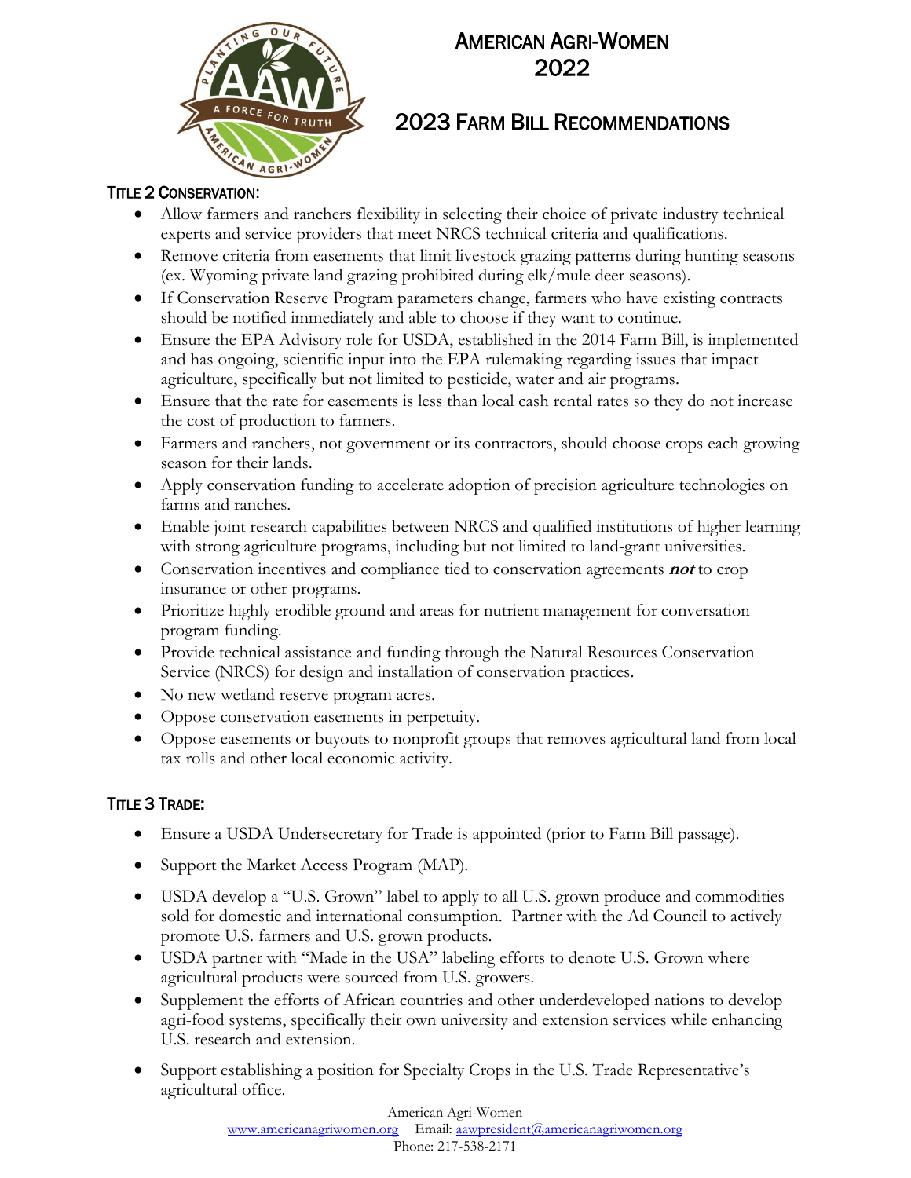# American Agri-Women 2022

## 2023 Farm Bill Recommendations

### Title 2 Conservation:

- Allow farmers and ranchers flexibility in selecting their choice of private industry technical experts and service providers that meet NRCS technical criteria and qualifications.
- Remove criteria from easements that limit livestock grazing patterns during hunting seasons (ex. Wyoming private land grazing prohibited during elk/mule deer seasons).
- If Conservation Reserve Program parameters change, farmers who have existing contracts should be notified immediately and able to choose if they want to continue.
- Ensure the EPA Advisory role for USDA, established in the 2014 Farm Bill, is implemented and has ongoing, scientific input into the EPA rulemaking regarding issues that impact agriculture, specifically but not limited to pesticide, water and air programs.
- Ensure that the rate for easements is less than local cash rental rates so they do not increase the cost of production to farmers.
- Farmers and ranchers, not government or its contractors, should choose crops each growing season for their lands.
- Apply conservation funding to accelerate adoption of precision agriculture technologies on farms and ranches.
- Enable joint research capabilities between NRCS and qualified institutions of higher learning with strong agriculture programs, including but not limited to land-grant universities.
- Conservation incentives and compliance tied to conservation agreements ***not*** to crop insurance or other programs.
- Prioritize highly erodible ground and areas for nutrient management for conversation program funding.
- Provide technical assistance and funding through the Natural Resources Conservation Service (NRCS) for design and installation of conservation practices.
- No new wetland reserve program acres.
- Oppose conservation easements in perpetuity.
- Oppose easements or buyouts to nonprofit groups that removes agricultural land from local tax rolls and other local economic activity.

### Title 3 Trade:

- Ensure a USDA Undersecretary for Trade is appointed (prior to Farm Bill passage).
- Support the Market Access Program (MAP).
- USDA develop a "U.S. Grown" label to apply to all U.S. grown produce and commodities sold for domestic and international consumption. Partner with the Ad Council to actively promote U.S. farmers and U.S. grown products.
- USDA partner with "Made in the USA" labeling efforts to denote U.S. Grown where agricultural products were sourced from U.S. growers.
- Supplement the efforts of African countries and other underdeveloped nations to develop agri-food systems, specifically their own university and extension services while enhancing U.S. research and extension.
- Support establishing a position for Specialty Crops in the U.S. Trade Representative's agricultural office.

American Agri-Women
www.americanagriwomen.org Email: aawpresident@americanagriwomen.org
Phone: 217-538-2171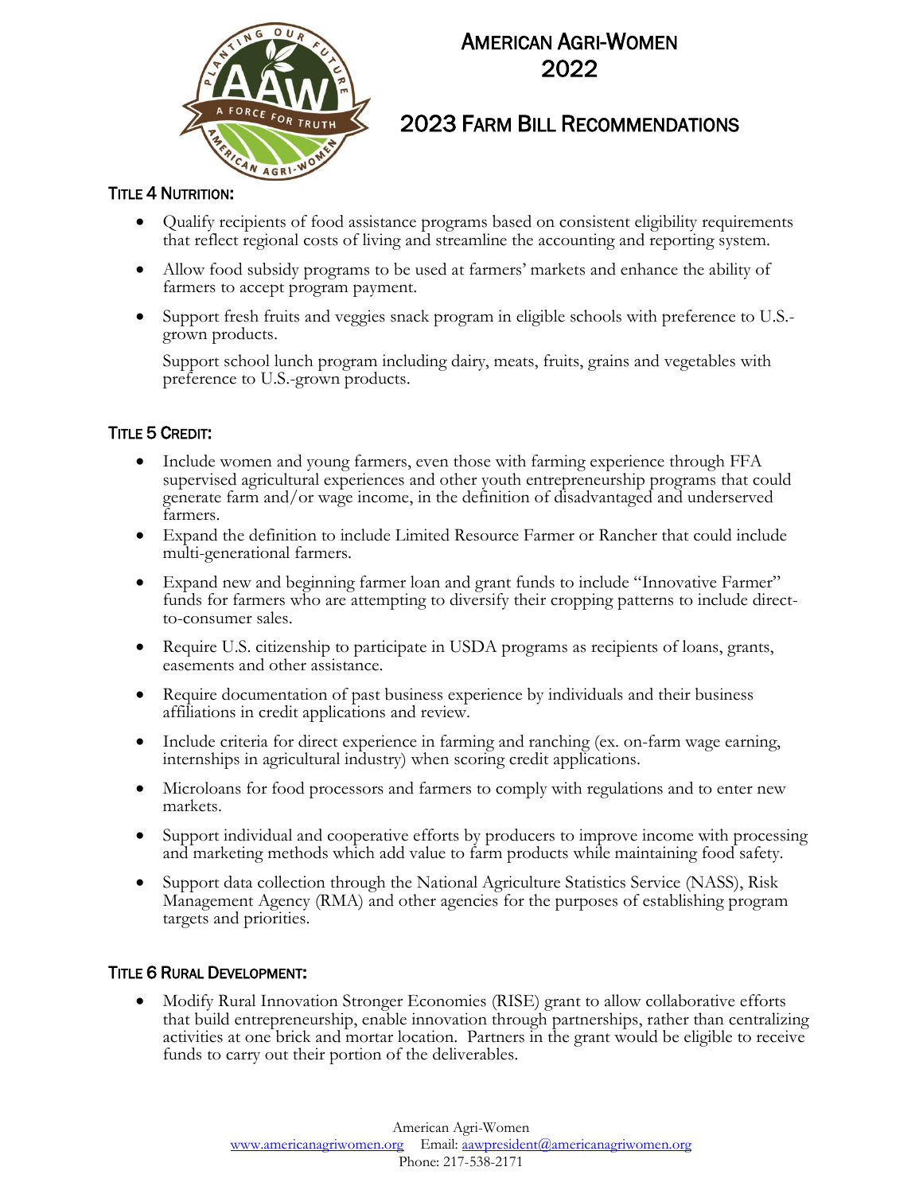# American Agri-Women 2022

## 2023 Farm Bill Recommendations

### Title 4 Nutrition:

- Qualify recipients of food assistance programs based on consistent eligibility requirements that reflect regional costs of living and streamline the accounting and reporting system.
- Allow food subsidy programs to be used at farmers' markets and enhance the ability of farmers to accept program payment.
- Support fresh fruits and veggies snack program in eligible schools with preference to U.S.-grown products.

  Support school lunch program including dairy, meats, fruits, grains and vegetables with preference to U.S.-grown products.

### Title 5 Credit:

- Include women and young farmers, even those with farming experience through FFA supervised agricultural experiences and other youth entrepreneurship programs that could generate farm and/or wage income, in the definition of disadvantaged and underserved farmers.
- Expand the definition to include Limited Resource Farmer or Rancher that could include multi-generational farmers.
- Expand new and beginning farmer loan and grant funds to include "Innovative Farmer" funds for farmers who are attempting to diversify their cropping patterns to include direct-to-consumer sales.
- Require U.S. citizenship to participate in USDA programs as recipients of loans, grants, easements and other assistance.
- Require documentation of past business experience by individuals and their business affiliations in credit applications and review.
- Include criteria for direct experience in farming and ranching (ex. on-farm wage earning, internships in agricultural industry) when scoring credit applications.
- Microloans for food processors and farmers to comply with regulations and to enter new markets.
- Support individual and cooperative efforts by producers to improve income with processing and marketing methods which add value to farm products while maintaining food safety.
- Support data collection through the National Agriculture Statistics Service (NASS), Risk Management Agency (RMA) and other agencies for the purposes of establishing program targets and priorities.

### Title 6 Rural Development:

- Modify Rural Innovation Stronger Economies (RISE) grant to allow collaborative efforts that build entrepreneurship, enable innovation through partnerships, rather than centralizing activities at one brick and mortar location. Partners in the grant would be eligible to receive funds to carry out their portion of the deliverables.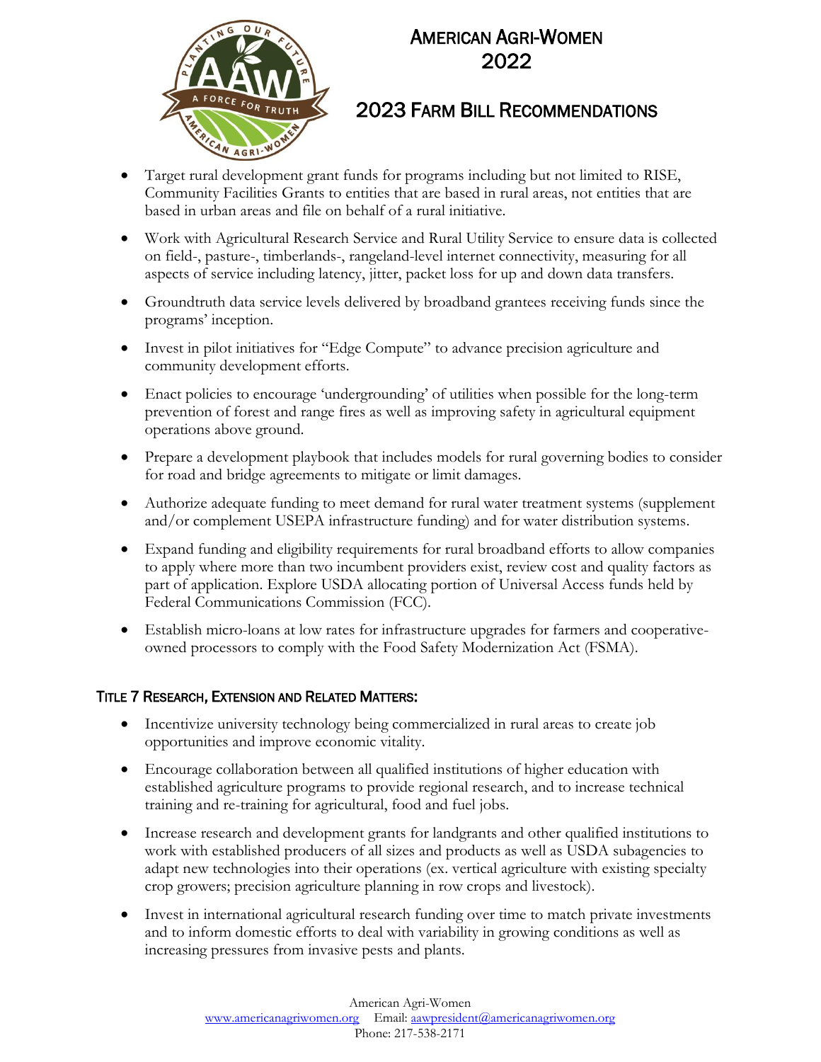# American Agri-Women 2022

## 2023 Farm Bill Recommendations

- Target rural development grant funds for programs including but not limited to RISE, Community Facilities Grants to entities that are based in rural areas, not entities that are based in urban areas and file on behalf of a rural initiative.
- Work with Agricultural Research Service and Rural Utility Service to ensure data is collected on field-, pasture-, timberlands-, rangeland-level internet connectivity, measuring for all aspects of service including latency, jitter, packet loss for up and down data transfers.
- Groundtruth data service levels delivered by broadband grantees receiving funds since the programs' inception.
- Invest in pilot initiatives for "Edge Compute" to advance precision agriculture and community development efforts.
- Enact policies to encourage 'undergrounding' of utilities when possible for the long-term prevention of forest and range fires as well as improving safety in agricultural equipment operations above ground.
- Prepare a development playbook that includes models for rural governing bodies to consider for road and bridge agreements to mitigate or limit damages.
- Authorize adequate funding to meet demand for rural water treatment systems (supplement and/or complement USEPA infrastructure funding) and for water distribution systems.
- Expand funding and eligibility requirements for rural broadband efforts to allow companies to apply where more than two incumbent providers exist, review cost and quality factors as part of application. Explore USDA allocating portion of Universal Access funds held by Federal Communications Commission (FCC).
- Establish micro-loans at low rates for infrastructure upgrades for farmers and cooperative-owned processors to comply with the Food Safety Modernization Act (FSMA).

### Title 7 Research, Extension and Related Matters:

- Incentivize university technology being commercialized in rural areas to create job opportunities and improve economic vitality.
- Encourage collaboration between all qualified institutions of higher education with established agriculture programs to provide regional research, and to increase technical training and re-training for agricultural, food and fuel jobs.
- Increase research and development grants for landgrants and other qualified institutions to work with established producers of all sizes and products as well as USDA subagencies to adapt new technologies into their operations (ex. vertical agriculture with existing specialty crop growers; precision agriculture planning in row crops and livestock).
- Invest in international agricultural research funding over time to match private investments and to inform domestic efforts to deal with variability in growing conditions as well as increasing pressures from invasive pests and plants.

American Agri-Women
www.americanagriwomen.org Email: aawpresident@americanagriwomen.org
Phone: 217-538-2171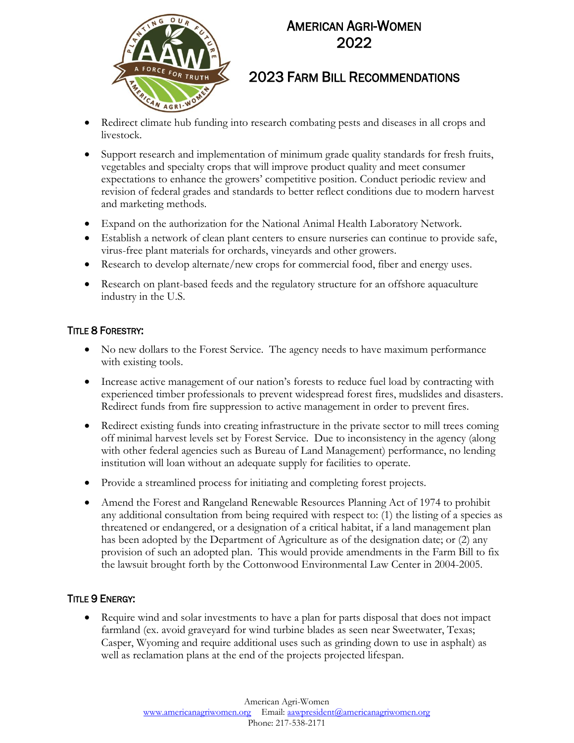# American Agri-Women
# 2022

## 2023 Farm Bill Recommendations

- Redirect climate hub funding into research combating pests and diseases in all crops and livestock.
- Support research and implementation of minimum grade quality standards for fresh fruits, vegetables and specialty crops that will improve product quality and meet consumer expectations to enhance the growers' competitive position. Conduct periodic review and revision of federal grades and standards to better reflect conditions due to modern harvest and marketing methods.
- Expand on the authorization for the National Animal Health Laboratory Network.
- Establish a network of clean plant centers to ensure nurseries can continue to provide safe, virus-free plant materials for orchards, vineyards and other growers.
- Research to develop alternate/new crops for commercial food, fiber and energy uses.
- Research on plant-based feeds and the regulatory structure for an offshore aquaculture industry in the U.S.

### Title 8 Forestry:

- No new dollars to the Forest Service. The agency needs to have maximum performance with existing tools.
- Increase active management of our nation's forests to reduce fuel load by contracting with experienced timber professionals to prevent widespread forest fires, mudslides and disasters. Redirect funds from fire suppression to active management in order to prevent fires.
- Redirect existing funds into creating infrastructure in the private sector to mill trees coming off minimal harvest levels set by Forest Service. Due to inconsistency in the agency (along with other federal agencies such as Bureau of Land Management) performance, no lending institution will loan without an adequate supply for facilities to operate.
- Provide a streamlined process for initiating and completing forest projects.
- Amend the Forest and Rangeland Renewable Resources Planning Act of 1974 to prohibit any additional consultation from being required with respect to: (1) the listing of a species as threatened or endangered, or a designation of a critical habitat, if a land management plan has been adopted by the Department of Agriculture as of the designation date; or (2) any provision of such an adopted plan. This would provide amendments in the Farm Bill to fix the lawsuit brought forth by the Cottonwood Environmental Law Center in 2004-2005.

### Title 9 Energy:

- Require wind and solar investments to have a plan for parts disposal that does not impact farmland (ex. avoid graveyard for wind turbine blades as seen near Sweetwater, Texas; Casper, Wyoming and require additional uses such as grinding down to use in asphalt) as well as reclamation plans at the end of the projects projected lifespan.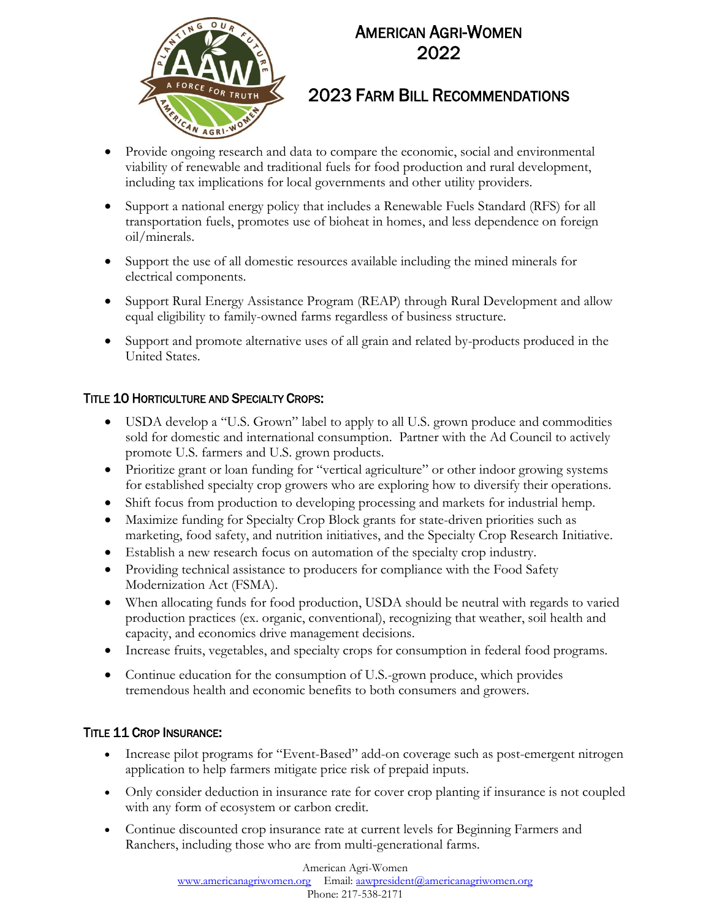# American Agri-Women 2022

## 2023 Farm Bill Recommendations

- Provide ongoing research and data to compare the economic, social and environmental viability of renewable and traditional fuels for food production and rural development, including tax implications for local governments and other utility providers.
- Support a national energy policy that includes a Renewable Fuels Standard (RFS) for all transportation fuels, promotes use of bioheat in homes, and less dependence on foreign oil/minerals.
- Support the use of all domestic resources available including the mined minerals for electrical components.
- Support Rural Energy Assistance Program (REAP) through Rural Development and allow equal eligibility to family-owned farms regardless of business structure.
- Support and promote alternative uses of all grain and related by-products produced in the United States.

### Title 10 Horticulture and Specialty Crops:

- USDA develop a "U.S. Grown" label to apply to all U.S. grown produce and commodities sold for domestic and international consumption. Partner with the Ad Council to actively promote U.S. farmers and U.S. grown products.
- Prioritize grant or loan funding for "vertical agriculture" or other indoor growing systems for established specialty crop growers who are exploring how to diversify their operations.
- Shift focus from production to developing processing and markets for industrial hemp.
- Maximize funding for Specialty Crop Block grants for state-driven priorities such as marketing, food safety, and nutrition initiatives, and the Specialty Crop Research Initiative.
- Establish a new research focus on automation of the specialty crop industry.
- Providing technical assistance to producers for compliance with the Food Safety Modernization Act (FSMA).
- When allocating funds for food production, USDA should be neutral with regards to varied production practices (ex. organic, conventional), recognizing that weather, soil health and capacity, and economics drive management decisions.
- Increase fruits, vegetables, and specialty crops for consumption in federal food programs.
- Continue education for the consumption of U.S.-grown produce, which provides tremendous health and economic benefits to both consumers and growers.

### Title 11 Crop Insurance:

- Increase pilot programs for "Event-Based" add-on coverage such as post-emergent nitrogen application to help farmers mitigate price risk of prepaid inputs.
- Only consider deduction in insurance rate for cover crop planting if insurance is not coupled with any form of ecosystem or carbon credit.
- Continue discounted crop insurance rate at current levels for Beginning Farmers and Ranchers, including those who are from multi-generational farms.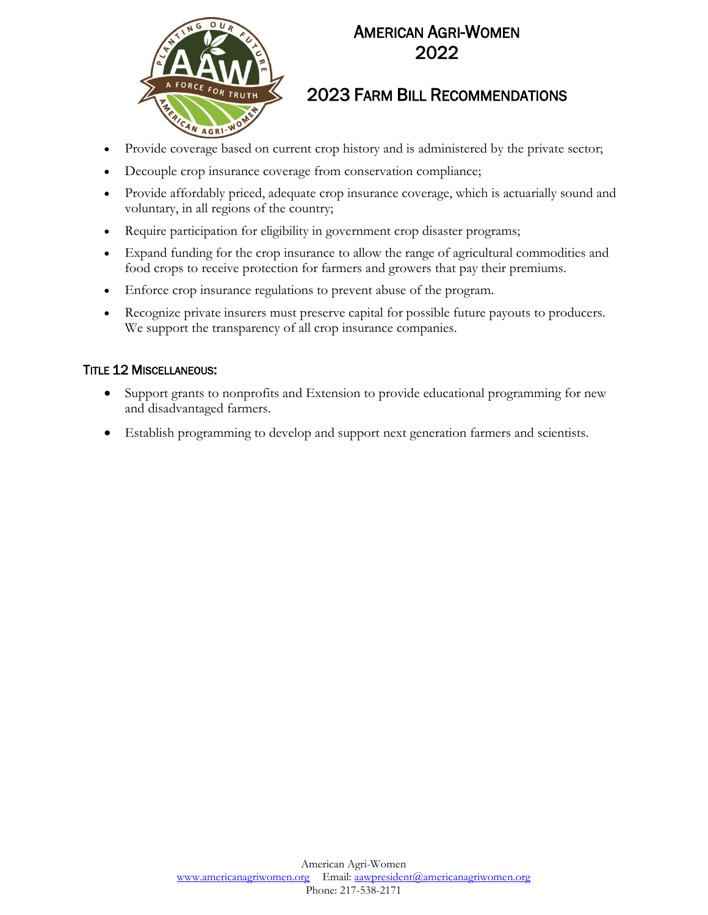# American Agri-Women
# 2022

## 2023 Farm Bill Recommendations

- Provide coverage based on current crop history and is administered by the private sector;
- Decouple crop insurance coverage from conservation compliance;
- Provide affordably priced, adequate crop insurance coverage, which is actuarially sound and voluntary, in all regions of the country;
- Require participation for eligibility in government crop disaster programs;
- Expand funding for the crop insurance to allow the range of agricultural commodities and food crops to receive protection for farmers and growers that pay their premiums.
- Enforce crop insurance regulations to prevent abuse of the program.
- Recognize private insurers must preserve capital for possible future payouts to producers. We support the transparency of all crop insurance companies.

### Title 12 Miscellaneous:

- Support grants to nonprofits and Extension to provide educational programming for new and disadvantaged farmers.
- Establish programming to develop and support next generation farmers and scientists.

American Agri-Women
www.americanagriwomen.org Email: aawpresident@americanagriwomen.org
Phone: 217-538-2171